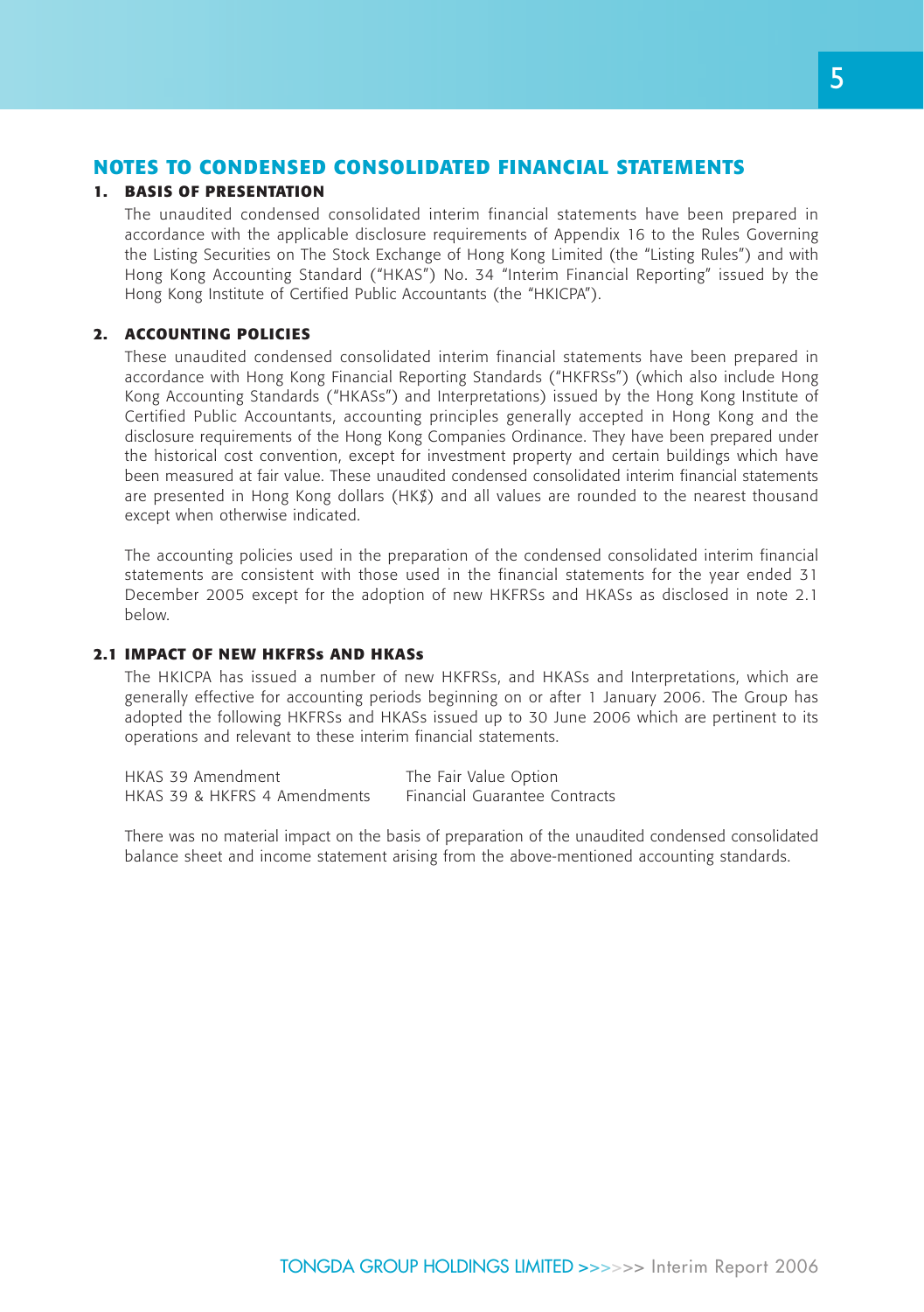# NOTES TO CONDENSED CONSOLIDATED FINANCIAL STATEMENTS

## 1. BASIS OF PRESENTATION

The unaudited condensed consolidated interim financial statements have been prepared in accordance with the applicable disclosure requirements of Appendix 16 to the Rules Governing the Listing Securities on The Stock Exchange of Hong Kong Limited (the "Listing Rules") and with Hong Kong Accounting Standard ("HKAS") No. 34 "Interim Financial Reporting" issued by the Hong Kong Institute of Certified Public Accountants (the "HKICPA").

## 2. ACCOUNTING POLICIES

These unaudited condensed consolidated interim financial statements have been prepared in accordance with Hong Kong Financial Reporting Standards ("HKFRSs") (which also include Hong Kong Accounting Standards ("HKASs") and Interpretations) issued by the Hong Kong Institute of Certified Public Accountants, accounting principles generally accepted in Hong Kong and the disclosure requirements of the Hong Kong Companies Ordinance. They have been prepared under the historical cost convention, except for investment property and certain buildings which have been measured at fair value. These unaudited condensed consolidated interim financial statements are presented in Hong Kong dollars (HK$) and all values are rounded to the nearest thousand except when otherwise indicated.

The accounting policies used in the preparation of the condensed consolidated interim financial statements are consistent with those used in the financial statements for the year ended 31 December 2005 except for the adoption of new HKFRSs and HKASs as disclosed in note 2.1 below.

## 2.1 IMPACT OF NEW HKFRSs AND HKASs

The HKICPA has issued a number of new HKFRSs, and HKASs and Interpretations, which are generally effective for accounting periods beginning on or after 1 January 2006. The Group has adopted the following HKFRSs and HKASs issued up to 30 June 2006 which are pertinent to its operations and relevant to these interim financial statements.

| | |
|---|---|
| HKAS 39 Amendment | The Fair Value Option |
| HKAS 39 & HKFRS 4 Amendments | Financial Guarantee Contracts |

There was no material impact on the basis of preparation of the unaudited condensed consolidated balance sheet and income statement arising from the above-mentioned accounting standards.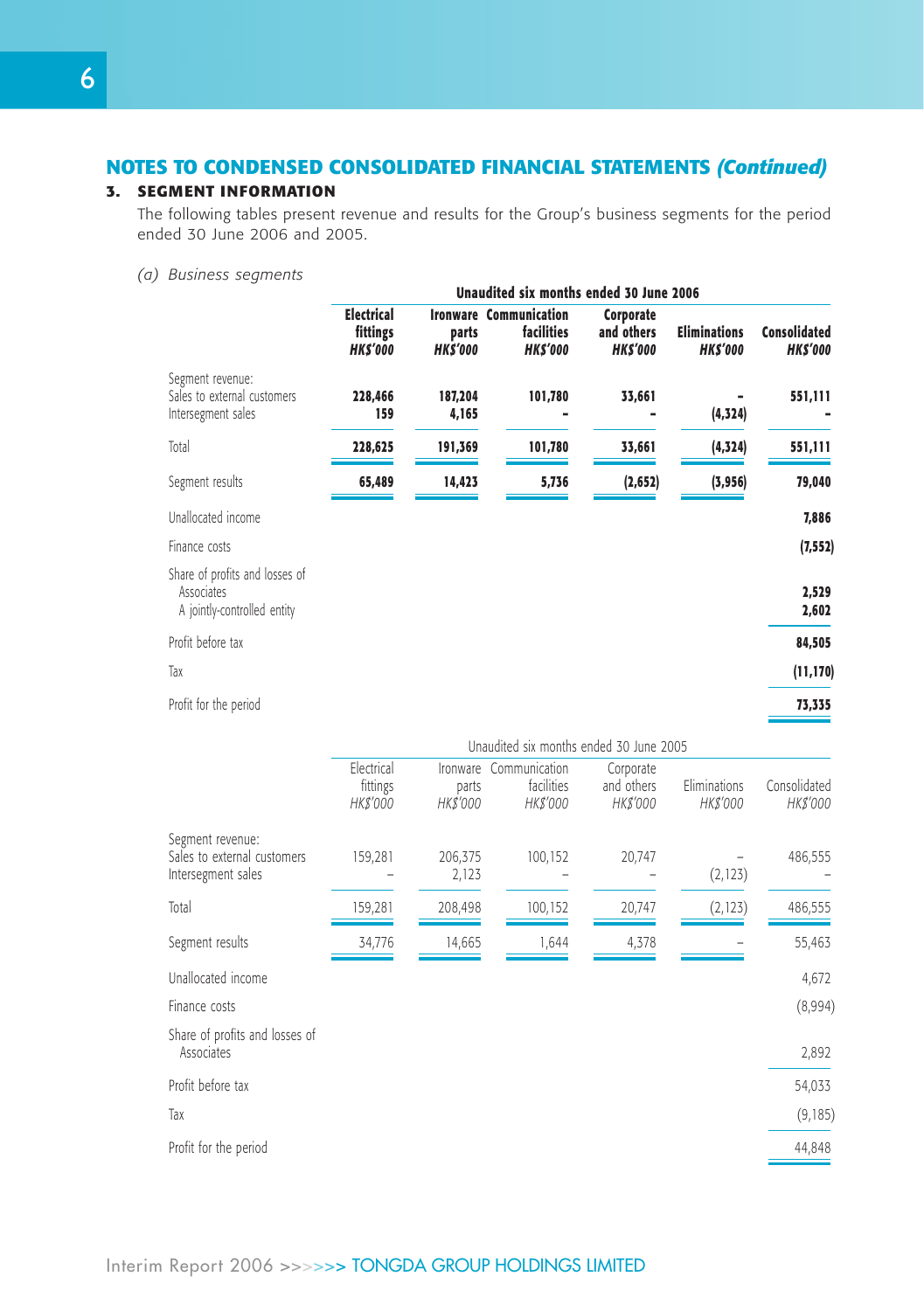## NOTES TO CONDENSED CONSOLIDATED FINANCIAL STATEMENTS *(Continued)*

### 3. SEGMENT INFORMATION

The following tables present revenue and results for the Group's business segments for the period ended 30 June 2006 and 2005.

*(a) Business segments*

| | Unaudited six months ended 30 June 2006 | | | | | |
|---|---|---|---|---|---|---|
| | **Electrical fittings** *HK$'000* | **Ironware parts** *HK$'000* | **Communication facilities** *HK$'000* | **Corporate and others** *HK$'000* | **Eliminations** *HK$'000* | **Consolidated** *HK$'000* |
| Segment revenue: | | | | | | |
| Sales to external customers | **228,466** | **187,204** | **101,780** | **33,661** | **–** | **551,111** |
| Intersegment sales | **159** | **4,165** | **–** | **–** | **(4,324)** | **–** |
| Total | **228,625** | **191,369** | **101,780** | **33,661** | **(4,324)** | **551,111** |
| Segment results | **65,489** | **14,423** | **5,736** | **(2,652)** | **(3,956)** | **79,040** |
| Unallocated income | | | | | | **7,886** |
| Finance costs | | | | | | **(7,552)** |
| Share of profits and losses of | | | | | | |
| Associates | | | | | | **2,529** |
| A jointly-controlled entity | | | | | | **2,602** |
| Profit before tax | | | | | | **84,505** |
| Tax | | | | | | **(11,170)** |
| Profit for the period | | | | | | **73,335** |

| | Unaudited six months ended 30 June 2005 | | | | | |
|---|---|---|---|---|---|---|
| | Electrical fittings *HK$'000* | Ironware parts *HK$'000* | Communication facilities *HK$'000* | Corporate and others *HK$'000* | Eliminations *HK$'000* | Consolidated *HK$'000* |
| Segment revenue: | | | | | | |
| Sales to external customers | 159,281 | 206,375 | 100,152 | 20,747 | – | 486,555 |
| Intersegment sales | – | 2,123 | – | – | (2,123) | – |
| Total | 159,281 | 208,498 | 100,152 | 20,747 | (2,123) | 486,555 |
| Segment results | 34,776 | 14,665 | 1,644 | 4,378 | – | 55,463 |
| Unallocated income | | | | | | 4,672 |
| Finance costs | | | | | | (8,994) |
| Share of profits and losses of | | | | | | |
| Associates | | | | | | 2,892 |
| Profit before tax | | | | | | 54,033 |
| Tax | | | | | | (9,185) |
| Profit for the period | | | | | | 44,848 |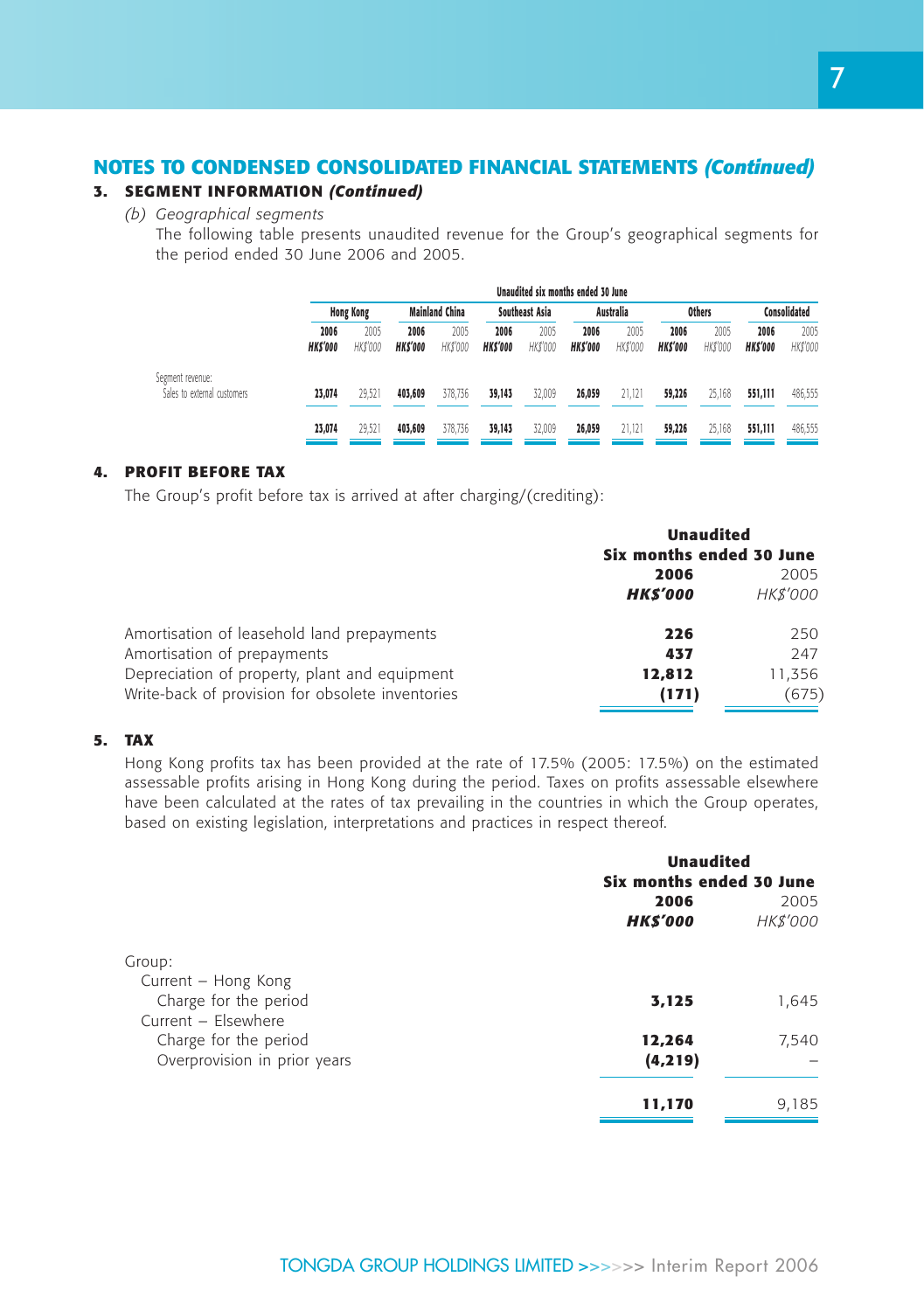## NOTES TO CONDENSED CONSOLIDATED FINANCIAL STATEMENTS *(Continued)*

### 3. SEGMENT INFORMATION *(Continued)*

*(b) Geographical segments*

The following table presents unaudited revenue for the Group's geographical segments for the period ended 30 June 2006 and 2005.

| | Unaudited six months ended 30 June | | | | | | | | | | | |
|---|---|---|---|---|---|---|---|---|---|---|---|---|
| | Hong Kong | | Mainland China | | Southeast Asia | | Australia | | Others | | Consolidated | |
| | **2006** | 2005 | **2006** | 2005 | **2006** | 2005 | **2006** | 2005 | **2006** | 2005 | **2006** | 2005 |
| | ***HK$'000*** | *HK$'000* | ***HK$'000*** | *HK$'000* | ***HK$'000*** | *HK$'000* | ***HK$'000*** | *HK$'000* | ***HK$'000*** | *HK$'000* | ***HK$'000*** | *HK$'000* |
| Segment revenue: | | | | | | | | | | | | |
| Sales to external customers | **23,074** | 29,521 | **403,609** | 378,736 | **39,143** | 32,009 | **26,059** | 21,121 | **59,226** | 25,168 | **551,111** | 486,555 |
| | **23,074** | 29,521 | **403,609** | 378,736 | **39,143** | 32,009 | **26,059** | 21,121 | **59,226** | 25,168 | **551,111** | 486,555 |

### 4. PROFIT BEFORE TAX

The Group's profit before tax is arrived at after charging/(crediting):

| | Unaudited Six months ended 30 June | |
|---|---|---|
| | **2006** | 2005 |
| | ***HK$'000*** | *HK$'000* |
| Amortisation of leasehold land prepayments | **226** | 250 |
| Amortisation of prepayments | **437** | 247 |
| Depreciation of property, plant and equipment | **12,812** | 11,356 |
| Write-back of provision for obsolete inventories | **(171)** | (675) |

### 5. TAX

Hong Kong profits tax has been provided at the rate of 17.5% (2005: 17.5%) on the estimated assessable profits arising in Hong Kong during the period. Taxes on profits assessable elsewhere have been calculated at the rates of tax prevailing in the countries in which the Group operates, based on existing legislation, interpretations and practices in respect thereof.

| | Unaudited Six months ended 30 June | |
|---|---|---|
| | **2006** | 2005 |
| | ***HK$'000*** | *HK$'000* |
| Group: | | |
| Current – Hong Kong | | |
| Charge for the period | **3,125** | 1,645 |
| Current – Elsewhere | | |
| Charge for the period | **12,264** | 7,540 |
| Overprovision in prior years | **(4,219)** | – |
| | **11,170** | 9,185 |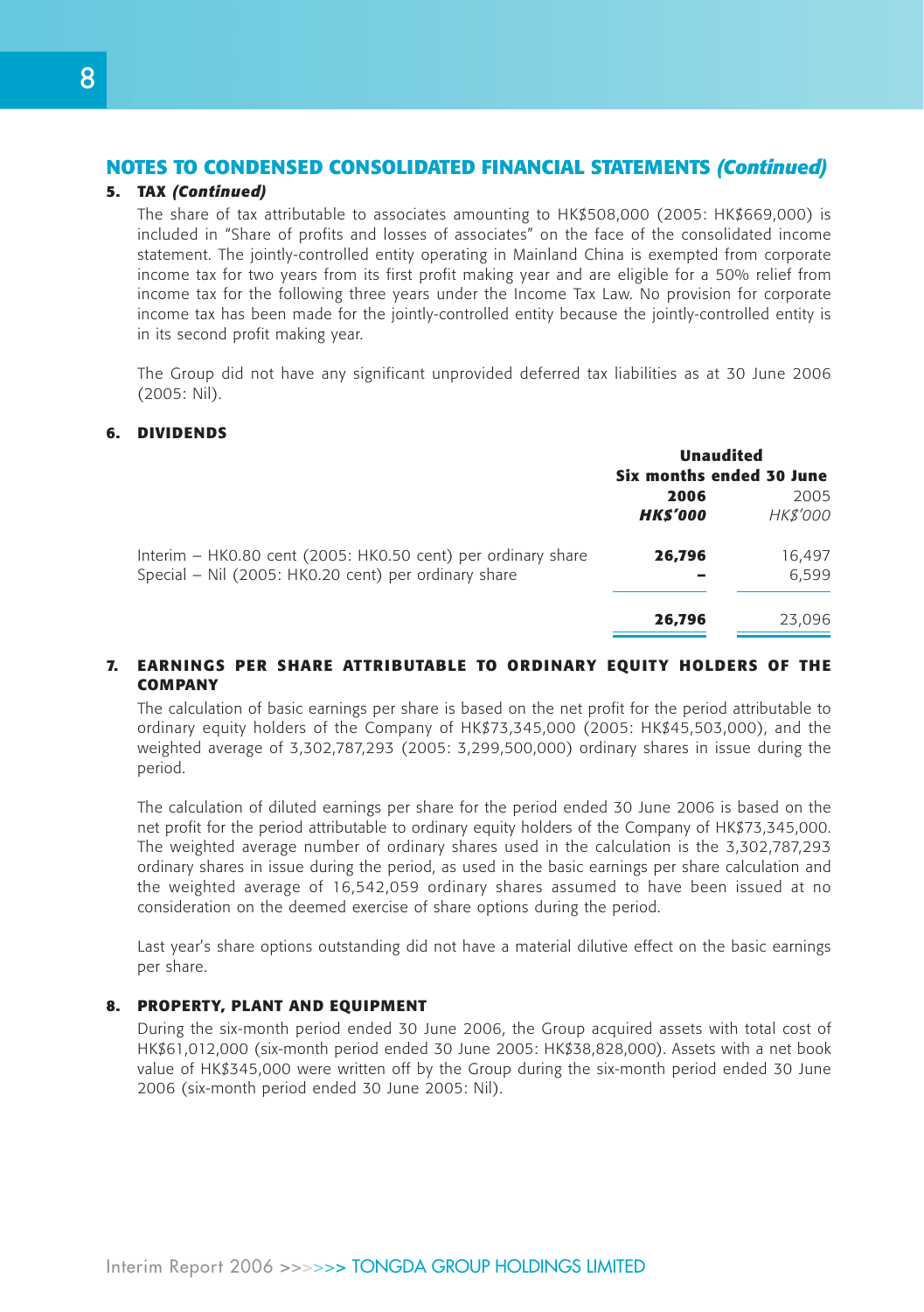## NOTES TO CONDENSED CONSOLIDATED FINANCIAL STATEMENTS *(Continued)*

### 5. TAX *(Continued)*

The share of tax attributable to associates amounting to HK$508,000 (2005: HK$669,000) is included in "Share of profits and losses of associates" on the face of the consolidated income statement. The jointly-controlled entity operating in Mainland China is exempted from corporate income tax for two years from its first profit making year and are eligible for a 50% relief from income tax for the following three years under the Income Tax Law. No provision for corporate income tax has been made for the jointly-controlled entity because the jointly-controlled entity is in its second profit making year.

The Group did not have any significant unprovided deferred tax liabilities as at 30 June 2006 (2005: Nil).

### 6. DIVIDENDS

| | Unaudited | |
|---|---|---|
| | Six months ended 30 June | |
| | **2006** | 2005 |
| | ***HK$'000*** | *HK$'000* |
| Interim – HK0.80 cent (2005: HK0.50 cent) per ordinary share | **26,796** | 16,497 |
| Special – Nil (2005: HK0.20 cent) per ordinary share | **–** | 6,599 |
| | **26,796** | 23,096 |

### 7. EARNINGS PER SHARE ATTRIBUTABLE TO ORDINARY EQUITY HOLDERS OF THE COMPANY

The calculation of basic earnings per share is based on the net profit for the period attributable to ordinary equity holders of the Company of HK$73,345,000 (2005: HK$45,503,000), and the weighted average of 3,302,787,293 (2005: 3,299,500,000) ordinary shares in issue during the period.

The calculation of diluted earnings per share for the period ended 30 June 2006 is based on the net profit for the period attributable to ordinary equity holders of the Company of HK$73,345,000. The weighted average number of ordinary shares used in the calculation is the 3,302,787,293 ordinary shares in issue during the period, as used in the basic earnings per share calculation and the weighted average of 16,542,059 ordinary shares assumed to have been issued at no consideration on the deemed exercise of share options during the period.

Last year's share options outstanding did not have a material dilutive effect on the basic earnings per share.

### 8. PROPERTY, PLANT AND EQUIPMENT

During the six-month period ended 30 June 2006, the Group acquired assets with total cost of HK$61,012,000 (six-month period ended 30 June 2005: HK$38,828,000). Assets with a net book value of HK$345,000 were written off by the Group during the six-month period ended 30 June 2006 (six-month period ended 30 June 2005: Nil).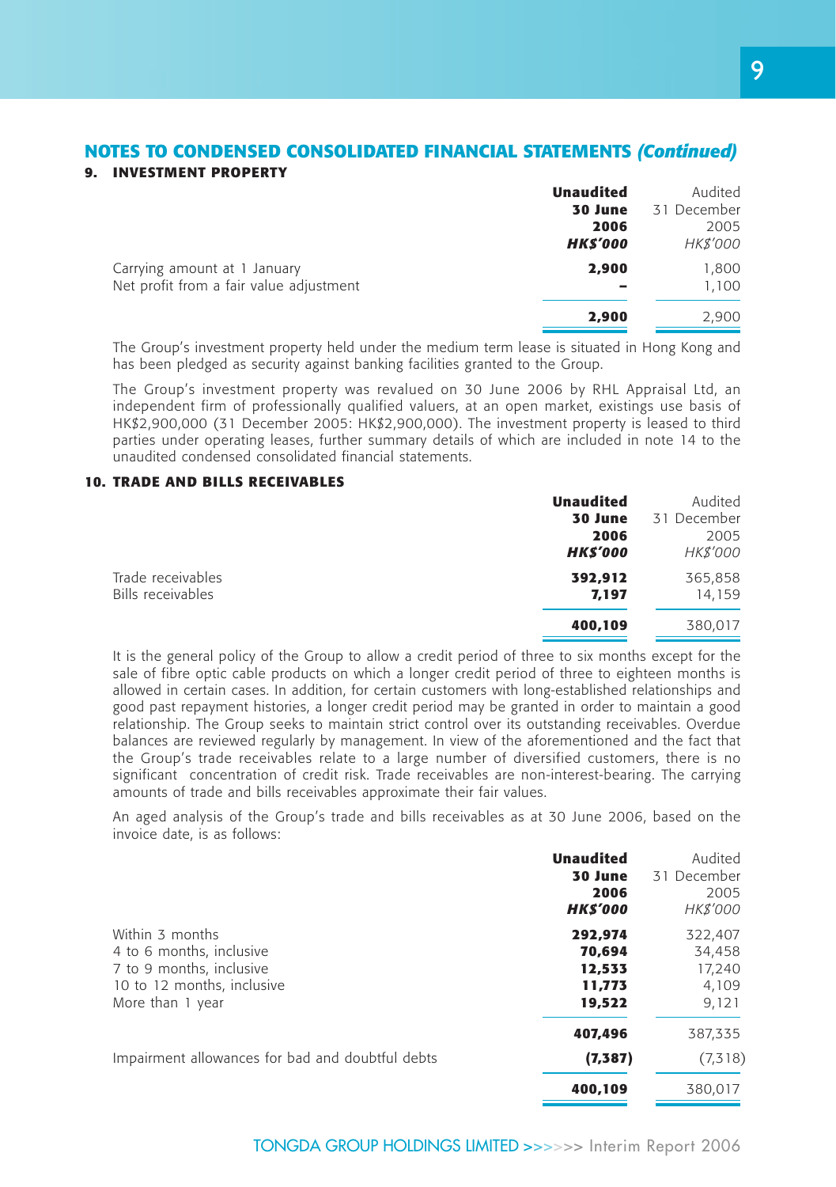## NOTES TO CONDENSED CONSOLIDATED FINANCIAL STATEMENTS *(Continued)*

### 9. INVESTMENT PROPERTY

| | **Unaudited 30 June 2006 *HK$'000*** | Audited 31 December 2005 *HK$'000* |
|---|---|---|
| Carrying amount at 1 January | **2,900** | 1,800 |
| Net profit from a fair value adjustment | **–** | 1,100 |
| | **2,900** | 2,900 |

The Group's investment property held under the medium term lease is situated in Hong Kong and has been pledged as security against banking facilities granted to the Group.

The Group's investment property was revalued on 30 June 2006 by RHL Appraisal Ltd, an independent firm of professionally qualified valuers, at an open market, existings use basis of HK$2,900,000 (31 December 2005: HK$2,900,000). The investment property is leased to third parties under operating leases, further summary details of which are included in note 14 to the unaudited condensed consolidated financial statements.

### 10. TRADE AND BILLS RECEIVABLES

| | **Unaudited 30 June 2006 *HK$'000*** | Audited 31 December 2005 *HK$'000* |
|---|---|---|
| Trade receivables | **392,912** | 365,858 |
| Bills receivables | **7,197** | 14,159 |
| | **400,109** | 380,017 |

It is the general policy of the Group to allow a credit period of three to six months except for the sale of fibre optic cable products on which a longer credit period of three to eighteen months is allowed in certain cases. In addition, for certain customers with long-established relationships and good past repayment histories, a longer credit period may be granted in order to maintain a good relationship. The Group seeks to maintain strict control over its outstanding receivables. Overdue balances are reviewed regularly by management. In view of the aforementioned and the fact that the Group's trade receivables relate to a large number of diversified customers, there is no significant concentration of credit risk. Trade receivables are non-interest-bearing. The carrying amounts of trade and bills receivables approximate their fair values.

An aged analysis of the Group's trade and bills receivables as at 30 June 2006, based on the invoice date, is as follows:

| | **Unaudited 30 June 2006 *HK$'000*** | Audited 31 December 2005 *HK$'000* |
|---|---|---|
| Within 3 months | **292,974** | 322,407 |
| 4 to 6 months, inclusive | **70,694** | 34,458 |
| 7 to 9 months, inclusive | **12,533** | 17,240 |
| 10 to 12 months, inclusive | **11,773** | 4,109 |
| More than 1 year | **19,522** | 9,121 |
| | **407,496** | 387,335 |
| Impairment allowances for bad and doubtful debts | **(7,387)** | (7,318) |
| | **400,109** | 380,017 |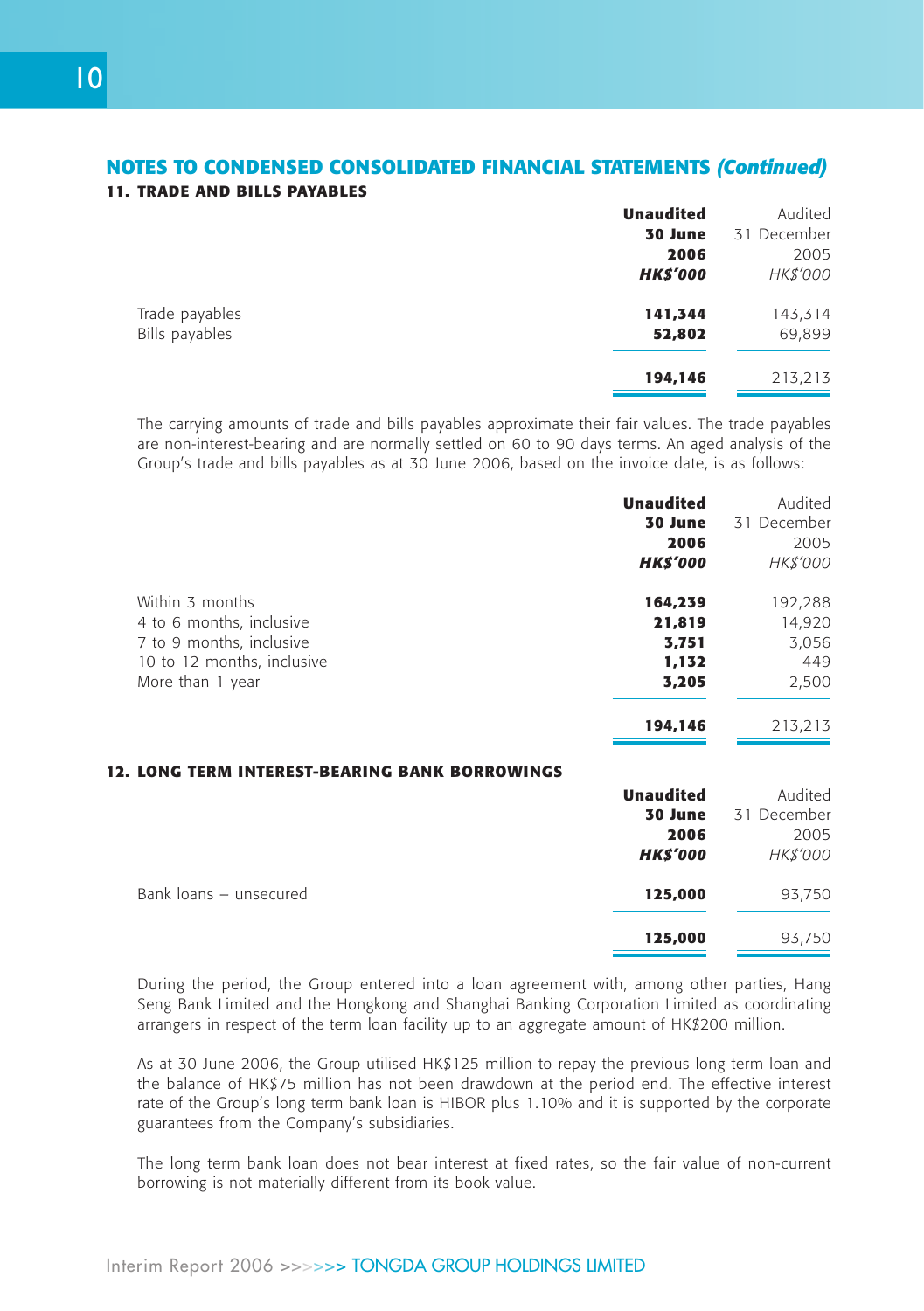## NOTES TO CONDENSED CONSOLIDATED FINANCIAL STATEMENTS *(Continued)*

### 11. TRADE AND BILLS PAYABLES

| | **Unaudited 30 June 2006 *HK$'000*** | Audited 31 December 2005 *HK$'000* |
|---|---|---|
| Trade payables | **141,344** | 143,314 |
| Bills payables | **52,802** | 69,899 |
| | **194,146** | 213,213 |

The carrying amounts of trade and bills payables approximate their fair values. The trade payables are non-interest-bearing and are normally settled on 60 to 90 days terms. An aged analysis of the Group's trade and bills payables as at 30 June 2006, based on the invoice date, is as follows:

| | **Unaudited 30 June 2006 *HK$'000*** | Audited 31 December 2005 *HK$'000* |
|---|---|---|
| Within 3 months | **164,239** | 192,288 |
| 4 to 6 months, inclusive | **21,819** | 14,920 |
| 7 to 9 months, inclusive | **3,751** | 3,056 |
| 10 to 12 months, inclusive | **1,132** | 449 |
| More than 1 year | **3,205** | 2,500 |
| | **194,146** | 213,213 |

### 12. LONG TERM INTEREST-BEARING BANK BORROWINGS

| | **Unaudited 30 June 2006 *HK$'000*** | Audited 31 December 2005 *HK$'000* |
|---|---|---|
| Bank loans – unsecured | **125,000** | 93,750 |
| | **125,000** | 93,750 |

During the period, the Group entered into a loan agreement with, among other parties, Hang Seng Bank Limited and the Hongkong and Shanghai Banking Corporation Limited as coordinating arrangers in respect of the term loan facility up to an aggregate amount of HK$200 million.

As at 30 June 2006, the Group utilised HK$125 million to repay the previous long term loan and the balance of HK$75 million has not been drawndown at the period end. The effective interest rate of the Group's long term bank loan is HIBOR plus 1.10% and it is supported by the corporate guarantees from the Company's subsidiaries.

The long term bank loan does not bear interest at fixed rates, so the fair value of non-current borrowing is not materially different from its book value.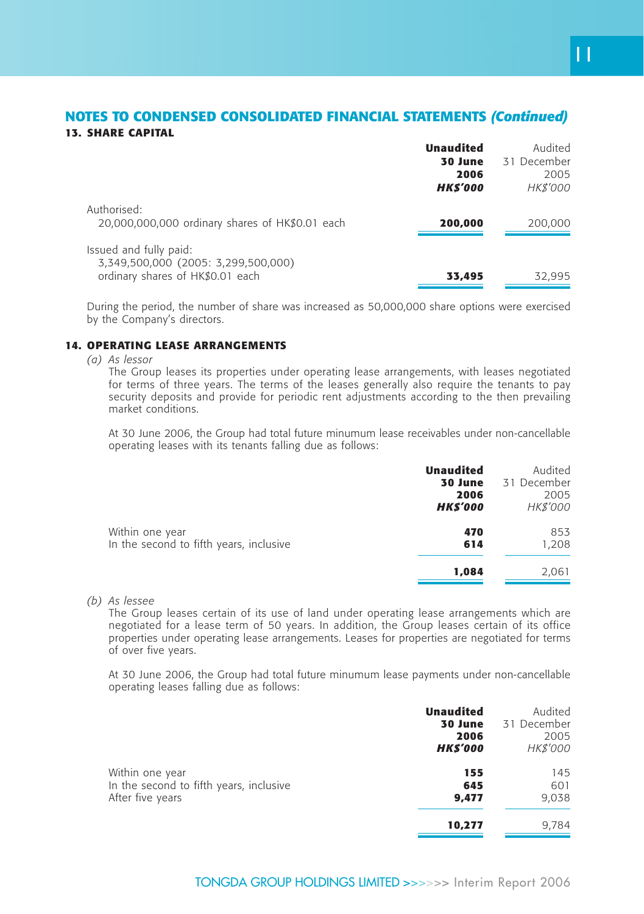## NOTES TO CONDENSED CONSOLIDATED FINANCIAL STATEMENTS *(Continued)*

### 13. SHARE CAPITAL

| | **Unaudited 30 June 2006 *HK$'000*** | Audited 31 December 2005 *HK$'000* |
|---|---|---|
| Authorised: | | |
| 20,000,000,000 ordinary shares of HK$0.01 each | **200,000** | 200,000 |
| Issued and fully paid: | | |
| 3,349,500,000 (2005: 3,299,500,000) ordinary shares of HK$0.01 each | **33,495** | 32,995 |

During the period, the number of share was increased as 50,000,000 share options were exercised by the Company's directors.

### 14. OPERATING LEASE ARRANGEMENTS

*(a) As lessor*

The Group leases its properties under operating lease arrangements, with leases negotiated for terms of three years. The terms of the leases generally also require the tenants to pay security deposits and provide for periodic rent adjustments according to the then prevailing market conditions.

At 30 June 2006, the Group had total future minumum lease receivables under non-cancellable operating leases with its tenants falling due as follows:

| | **Unaudited 30 June 2006 *HK$'000*** | Audited 31 December 2005 *HK$'000* |
|---|---|---|
| Within one year | **470** | 853 |
| In the second to fifth years, inclusive | **614** | 1,208 |
| | **1,084** | 2,061 |

*(b) As lessee*

The Group leases certain of its use of land under operating lease arrangements which are negotiated for a lease term of 50 years. In addition, the Group leases certain of its office properties under operating lease arrangements. Leases for properties are negotiated for terms of over five years.

At 30 June 2006, the Group had total future minumum lease payments under non-cancellable operating leases falling due as follows:

| | **Unaudited 30 June 2006 *HK$'000*** | Audited 31 December 2005 *HK$'000* |
|---|---|---|
| Within one year | **155** | 145 |
| In the second to fifth years, inclusive | **645** | 601 |
| After five years | **9,477** | 9,038 |
| | **10,277** | 9,784 |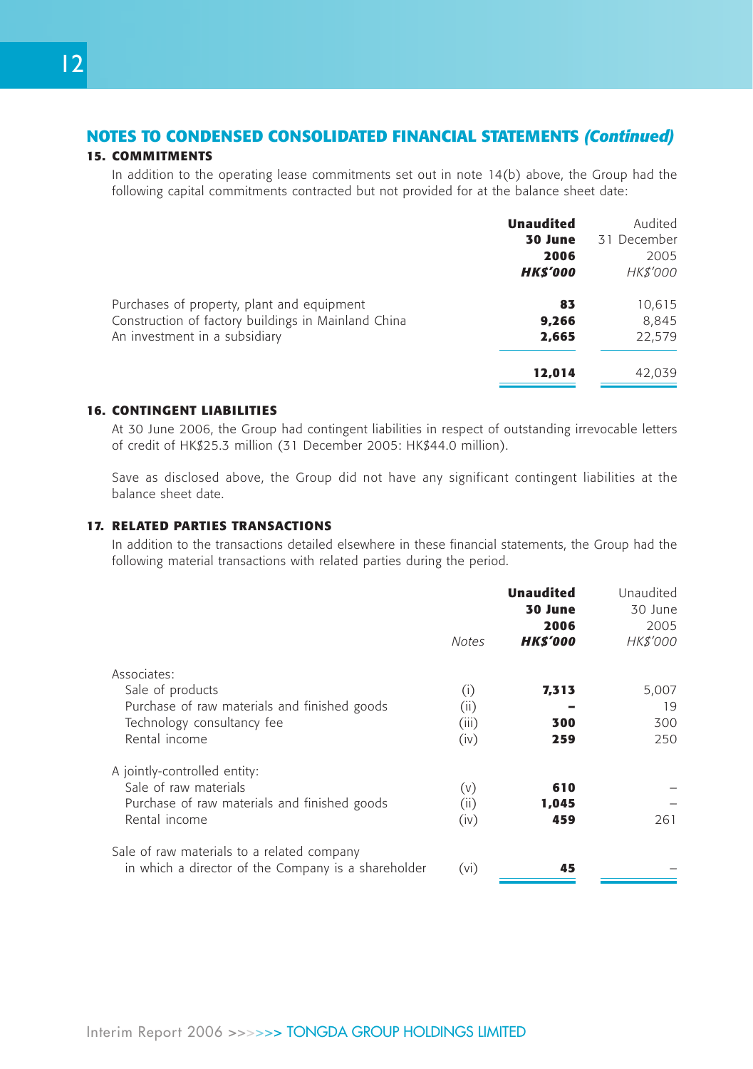## NOTES TO CONDENSED CONSOLIDATED FINANCIAL STATEMENTS *(Continued)*

### 15. COMMITMENTS

In addition to the operating lease commitments set out in note 14(b) above, the Group had the following capital commitments contracted but not provided for at the balance sheet date:

| | **Unaudited 30 June 2006 *HK$'000*** | Audited 31 December 2005 *HK$'000* |
|---|---|---|
| Purchases of property, plant and equipment | **83** | 10,615 |
| Construction of factory buildings in Mainland China | **9,266** | 8,845 |
| An investment in a subsidiary | **2,665** | 22,579 |
| | **12,014** | 42,039 |

### 16. CONTINGENT LIABILITIES

At 30 June 2006, the Group had contingent liabilities in respect of outstanding irrevocable letters of credit of HK$25.3 million (31 December 2005: HK$44.0 million).

Save as disclosed above, the Group did not have any significant contingent liabilities at the balance sheet date.

### 17. RELATED PARTIES TRANSACTIONS

In addition to the transactions detailed elsewhere in these financial statements, the Group had the following material transactions with related parties during the period.

| | *Notes* | **Unaudited 30 June 2006 *HK$'000*** | Unaudited 30 June 2005 *HK$'000* |
|---|---|---|---|
| Associates: | | | |
| Sale of products | (i) | **7,313** | 5,007 |
| Purchase of raw materials and finished goods | (ii) | **–** | 19 |
| Technology consultancy fee | (iii) | **300** | 300 |
| Rental income | (iv) | **259** | 250 |
| A jointly-controlled entity: | | | |
| Sale of raw materials | (v) | **610** | – |
| Purchase of raw materials and finished goods | (ii) | **1,045** | – |
| Rental income | (iv) | **459** | 261 |
| Sale of raw materials to a related company in which a director of the Company is a shareholder | (vi) | **45** | – |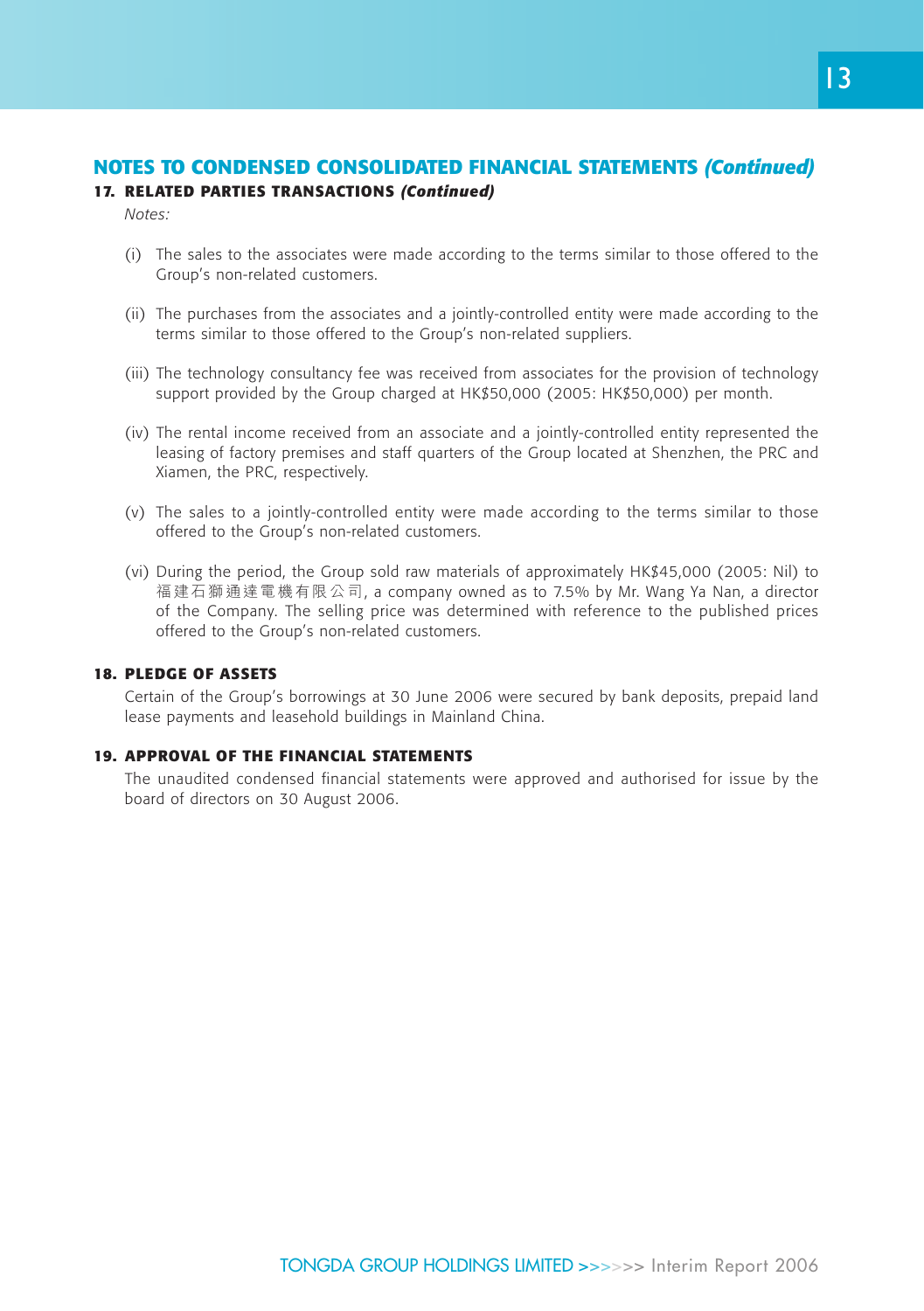## NOTES TO CONDENSED CONSOLIDATED FINANCIAL STATEMENTS *(Continued)*

### 17. RELATED PARTIES TRANSACTIONS *(Continued)*

*Notes:*

(i) The sales to the associates were made according to the terms similar to those offered to the Group's non-related customers.

(ii) The purchases from the associates and a jointly-controlled entity were made according to the terms similar to those offered to the Group's non-related suppliers.

(iii) The technology consultancy fee was received from associates for the provision of technology support provided by the Group charged at HK$50,000 (2005: HK$50,000) per month.

(iv) The rental income received from an associate and a jointly-controlled entity represented the leasing of factory premises and staff quarters of the Group located at Shenzhen, the PRC and Xiamen, the PRC, respectively.

(v) The sales to a jointly-controlled entity were made according to the terms similar to those offered to the Group's non-related customers.

(vi) During the period, the Group sold raw materials of approximately HK$45,000 (2005: Nil) to 福建石獅通達電機有限公司, a company owned as to 7.5% by Mr. Wang Ya Nan, a director of the Company. The selling price was determined with reference to the published prices offered to the Group's non-related customers.

### 18. PLEDGE OF ASSETS

Certain of the Group's borrowings at 30 June 2006 were secured by bank deposits, prepaid land lease payments and leasehold buildings in Mainland China.

### 19. APPROVAL OF THE FINANCIAL STATEMENTS

The unaudited condensed financial statements were approved and authorised for issue by the board of directors on 30 August 2006.